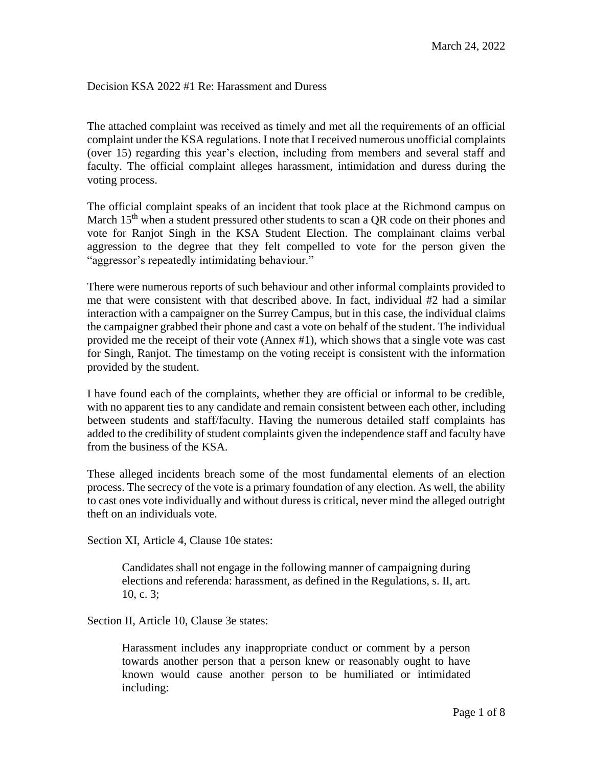March 24, 2022

Decision KSA 2022 #1 Re: Harassment and Duress

The attached complaint was received as timely and met all the requirements of an official complaint under the KSA regulations. I note that I received numerous unofficial complaints (over 15) regarding this year's election, including from members and several staff and faculty. The official complaint alleges harassment, intimidation and duress during the voting process.

The official complaint speaks of an incident that took place at the Richmond campus on March 15th when a student pressured other students to scan a QR code on their phones and vote for Ranjot Singh in the KSA Student Election. The complainant claims verbal aggression to the degree that they felt compelled to vote for the person given the "aggressor's repeatedly intimidating behaviour."

There were numerous reports of such behaviour and other informal complaints provided to me that were consistent with that described above. In fact, individual #2 had a similar interaction with a campaigner on the Surrey Campus, but in this case, the individual claims the campaigner grabbed their phone and cast a vote on behalf of the student. The individual provided me the receipt of their vote (Annex #1), which shows that a single vote was cast for Singh, Ranjot. The timestamp on the voting receipt is consistent with the information provided by the student.

I have found each of the complaints, whether they are official or informal to be credible, with no apparent ties to any candidate and remain consistent between each other, including between students and staff/faculty. Having the numerous detailed staff complaints has added to the credibility of student complaints given the independence staff and faculty have from the business of the KSA.

These alleged incidents breach some of the most fundamental elements of an election process. The secrecy of the vote is a primary foundation of any election. As well, the ability to cast ones vote individually and without duress is critical, never mind the alleged outright theft on an individuals vote.

Section XI, Article 4, Clause 10e states:

> Candidates shall not engage in the following manner of campaigning during elections and referenda: harassment, as defined in the Regulations, s. II, art. 10, c. 3;

Section II, Article 10, Clause 3e states:

> Harassment includes any inappropriate conduct or comment by a person towards another person that a person knew or reasonably ought to have known would cause another person to be humiliated or intimidated including: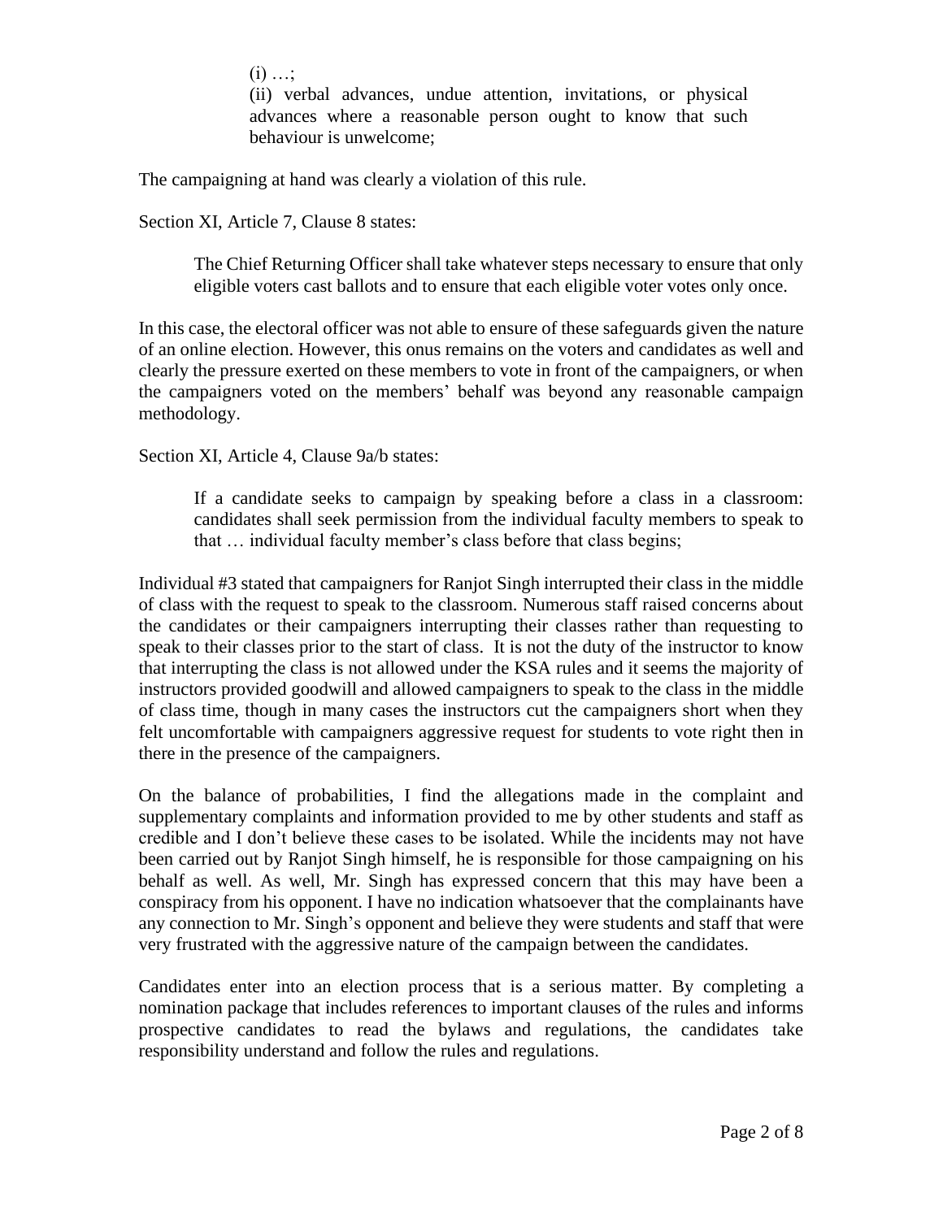> (i) …;
> (ii) verbal advances, undue attention, invitations, or physical advances where a reasonable person ought to know that such behaviour is unwelcome;

The campaigning at hand was clearly a violation of this rule.

Section XI, Article 7, Clause 8 states:

> The Chief Returning Officer shall take whatever steps necessary to ensure that only eligible voters cast ballots and to ensure that each eligible voter votes only once.

In this case, the electoral officer was not able to ensure of these safeguards given the nature of an online election. However, this onus remains on the voters and candidates as well and clearly the pressure exerted on these members to vote in front of the campaigners, or when the campaigners voted on the members' behalf was beyond any reasonable campaign methodology.

Section XI, Article 4, Clause 9a/b states:

> If a candidate seeks to campaign by speaking before a class in a classroom: candidates shall seek permission from the individual faculty members to speak to that … individual faculty member's class before that class begins;

Individual #3 stated that campaigners for Ranjot Singh interrupted their class in the middle of class with the request to speak to the classroom. Numerous staff raised concerns about the candidates or their campaigners interrupting their classes rather than requesting to speak to their classes prior to the start of class. It is not the duty of the instructor to know that interrupting the class is not allowed under the KSA rules and it seems the majority of instructors provided goodwill and allowed campaigners to speak to the class in the middle of class time, though in many cases the instructors cut the campaigners short when they felt uncomfortable with campaigners aggressive request for students to vote right then in there in the presence of the campaigners.

On the balance of probabilities, I find the allegations made in the complaint and supplementary complaints and information provided to me by other students and staff as credible and I don't believe these cases to be isolated. While the incidents may not have been carried out by Ranjot Singh himself, he is responsible for those campaigning on his behalf as well. As well, Mr. Singh has expressed concern that this may have been a conspiracy from his opponent. I have no indication whatsoever that the complainants have any connection to Mr. Singh's opponent and believe they were students and staff that were very frustrated with the aggressive nature of the campaign between the candidates.

Candidates enter into an election process that is a serious matter. By completing a nomination package that includes references to important clauses of the rules and informs prospective candidates to read the bylaws and regulations, the candidates take responsibility understand and follow the rules and regulations.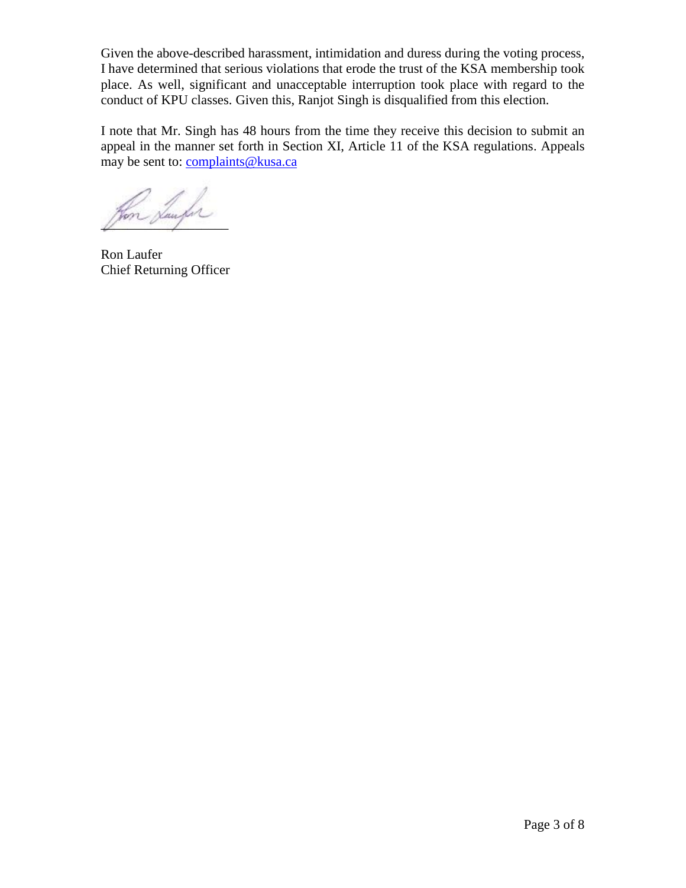Given the above-described harassment, intimidation and duress during the voting process, I have determined that serious violations that erode the trust of the KSA membership took place. As well, significant and unacceptable interruption took place with regard to the conduct of KPU classes. Given this, Ranjot Singh is disqualified from this election.

I note that Mr. Singh has 48 hours from the time they receive this decision to submit an appeal in the manner set forth in Section XI, Article 11 of the KSA regulations. Appeals may be sent to: complaints@kusa.ca

Ron Laufer
Chief Returning Officer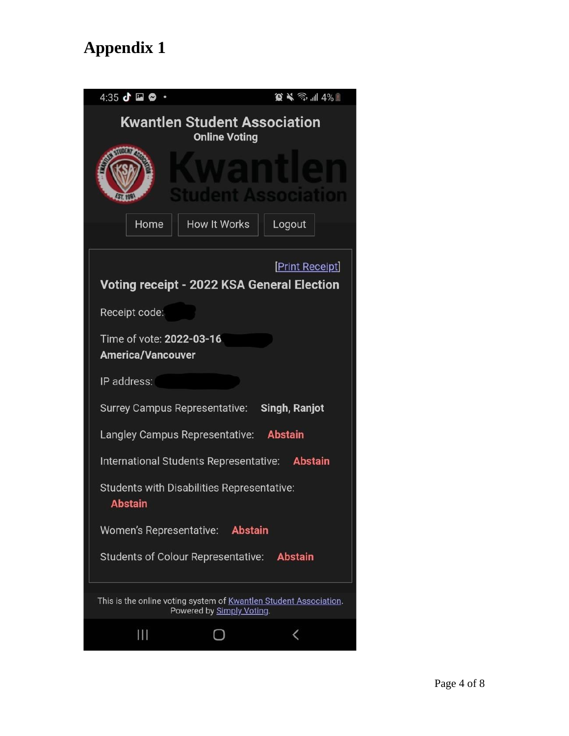# Appendix 1

4:35 4%

**Kwantlen Student Association**

**Online Voting**

Kwantlen Student Association

Home | How It Works | Logout

[Print Receipt]

**Voting receipt - 2022 KSA General Election**

Receipt code:

Time of vote: **2022-03-16**
**America/Vancouver**

IP address:

Surrey Campus Representative: **Singh, Ranjot**

Langley Campus Representative: **Abstain**

International Students Representative: **Abstain**

Students with Disabilities Representative: **Abstain**

Women's Representative: **Abstain**

Students of Colour Representative: **Abstain**

This is the online voting system of Kwantlen Student Association.
Powered by Simply Voting.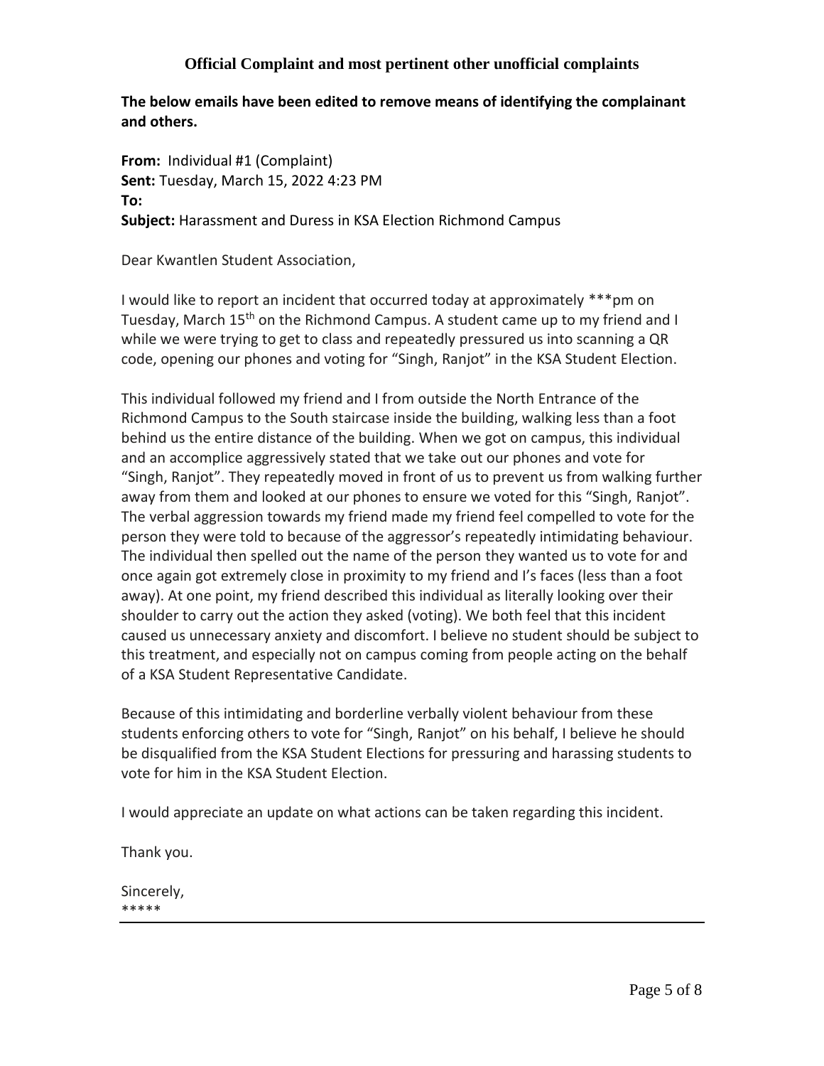## Official Complaint and most pertinent other unofficial complaints

**The below emails have been edited to remove means of identifying the complainant and others.**

**From:** Individual #1 (Complaint)
**Sent:** Tuesday, March 15, 2022 4:23 PM
**To:**
**Subject:** Harassment and Duress in KSA Election Richmond Campus

Dear Kwantlen Student Association,

I would like to report an incident that occurred today at approximately ***pm on Tuesday, March 15th on the Richmond Campus. A student came up to my friend and I while we were trying to get to class and repeatedly pressured us into scanning a QR code, opening our phones and voting for "Singh, Ranjot" in the KSA Student Election.

This individual followed my friend and I from outside the North Entrance of the Richmond Campus to the South staircase inside the building, walking less than a foot behind us the entire distance of the building. When we got on campus, this individual and an accomplice aggressively stated that we take out our phones and vote for "Singh, Ranjot". They repeatedly moved in front of us to prevent us from walking further away from them and looked at our phones to ensure we voted for this "Singh, Ranjot". The verbal aggression towards my friend made my friend feel compelled to vote for the person they were told to because of the aggressor's repeatedly intimidating behaviour. The individual then spelled out the name of the person they wanted us to vote for and once again got extremely close in proximity to my friend and I's faces (less than a foot away). At one point, my friend described this individual as literally looking over their shoulder to carry out the action they asked (voting). We both feel that this incident caused us unnecessary anxiety and discomfort. I believe no student should be subject to this treatment, and especially not on campus coming from people acting on the behalf of a KSA Student Representative Candidate.

Because of this intimidating and borderline verbally violent behaviour from these students enforcing others to vote for "Singh, Ranjot" on his behalf, I believe he should be disqualified from the KSA Student Elections for pressuring and harassing students to vote for him in the KSA Student Election.

I would appreciate an update on what actions can be taken regarding this incident.

Thank you.

Sincerely,
*****

---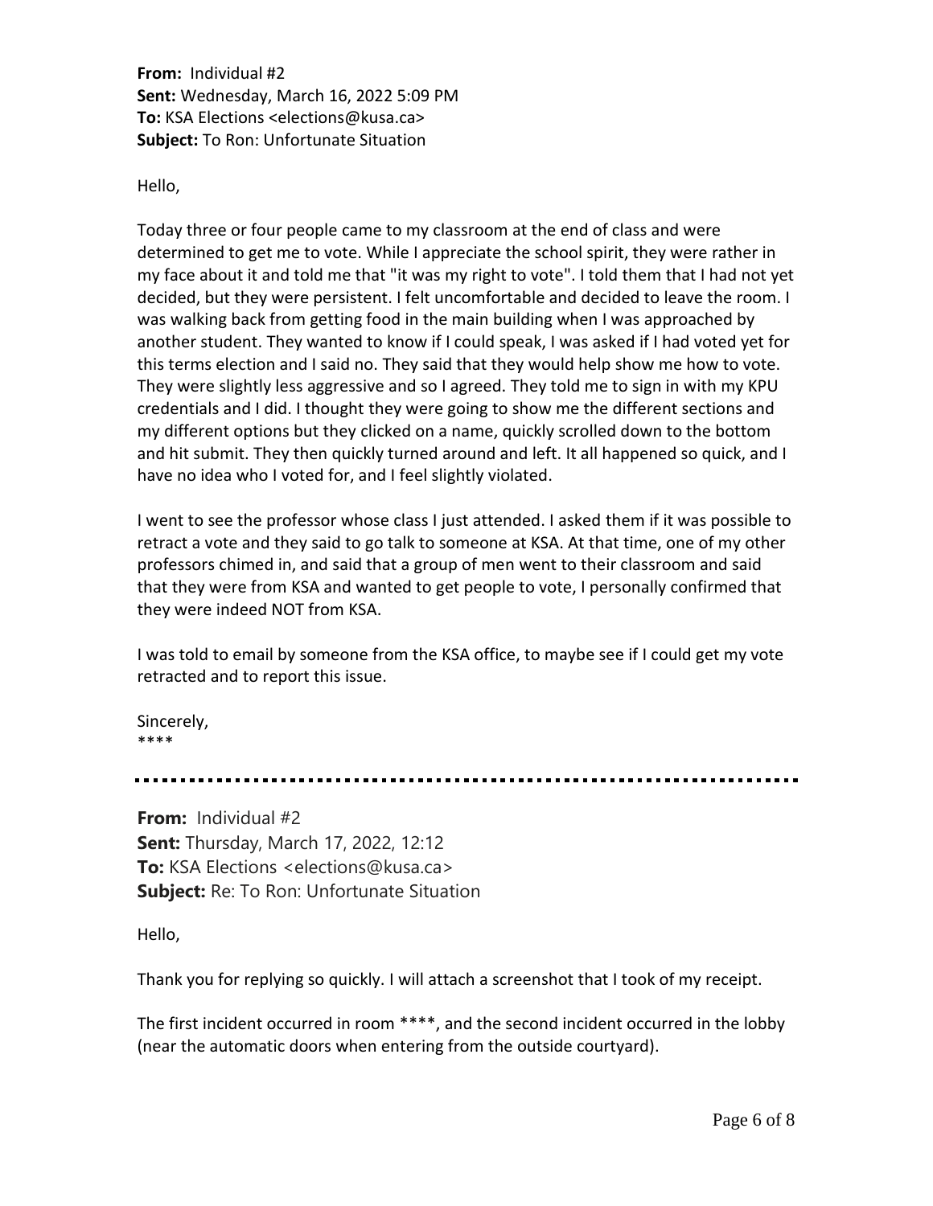**From:** Individual #2
**Sent:** Wednesday, March 16, 2022 5:09 PM
**To:** KSA Elections <elections@kusa.ca>
**Subject:** To Ron: Unfortunate Situation

Hello,

Today three or four people came to my classroom at the end of class and were determined to get me to vote. While I appreciate the school spirit, they were rather in my face about it and told me that "it was my right to vote". I told them that I had not yet decided, but they were persistent. I felt uncomfortable and decided to leave the room. I was walking back from getting food in the main building when I was approached by another student. They wanted to know if I could speak, I was asked if I had voted yet for this terms election and I said no. They said that they would help show me how to vote. They were slightly less aggressive and so I agreed. They told me to sign in with my KPU credentials and I did. I thought they were going to show me the different sections and my different options but they clicked on a name, quickly scrolled down to the bottom and hit submit. They then quickly turned around and left. It all happened so quick, and I have no idea who I voted for, and I feel slightly violated.

I went to see the professor whose class I just attended. I asked them if it was possible to retract a vote and they said to go talk to someone at KSA. At that time, one of my other professors chimed in, and said that a group of men went to their classroom and said that they were from KSA and wanted to get people to vote, I personally confirmed that they were indeed NOT from KSA.

I was told to email by someone from the KSA office, to maybe see if I could get my vote retracted and to report this issue.

Sincerely,
****

---

**From:** Individual #2
**Sent:** Thursday, March 17, 2022, 12:12
**To:** KSA Elections <elections@kusa.ca>
**Subject:** Re: To Ron: Unfortunate Situation

Hello,

Thank you for replying so quickly. I will attach a screenshot that I took of my receipt.

The first incident occurred in room ****, and the second incident occurred in the lobby (near the automatic doors when entering from the outside courtyard).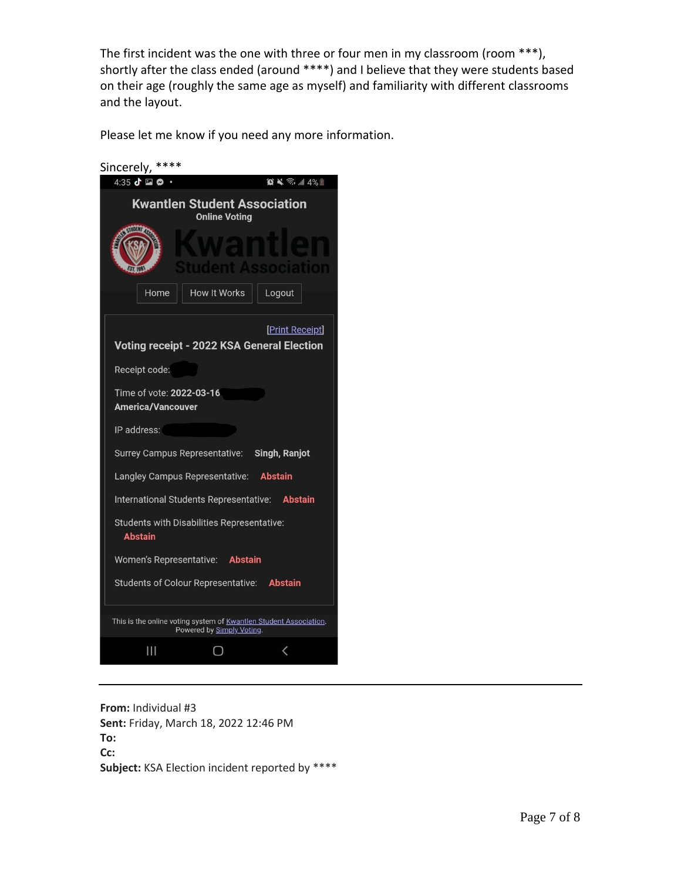The first incident was the one with three or four men in my classroom (room ***), shortly after the class ended (around ****) and I believe that they were students based on their age (roughly the same age as myself) and familiarity with different classrooms and the layout.

Please let me know if you need any more information.

Sincerely, ****

4:35 4%

**Kwantlen Student Association**
Online Voting

Kwantlen Student Association

Home | How It Works | Logout

[Print Receipt]

**Voting receipt - 2022 KSA General Election**

Receipt code:

Time of vote: **2022-03-16**
**America/Vancouver**

IP address:

Surrey Campus Representative: **Singh, Ranjot**

Langley Campus Representative: **Abstain**

International Students Representative: **Abstain**

Students with Disabilities Representative: **Abstain**

Women's Representative: **Abstain**

Students of Colour Representative: **Abstain**

This is the online voting system of Kwantlen Student Association.
Powered by Simply Voting.

---

**From:** Individual #3
**Sent:** Friday, March 18, 2022 12:46 PM
**To:**
**Cc:**
**Subject:** KSA Election incident reported by ****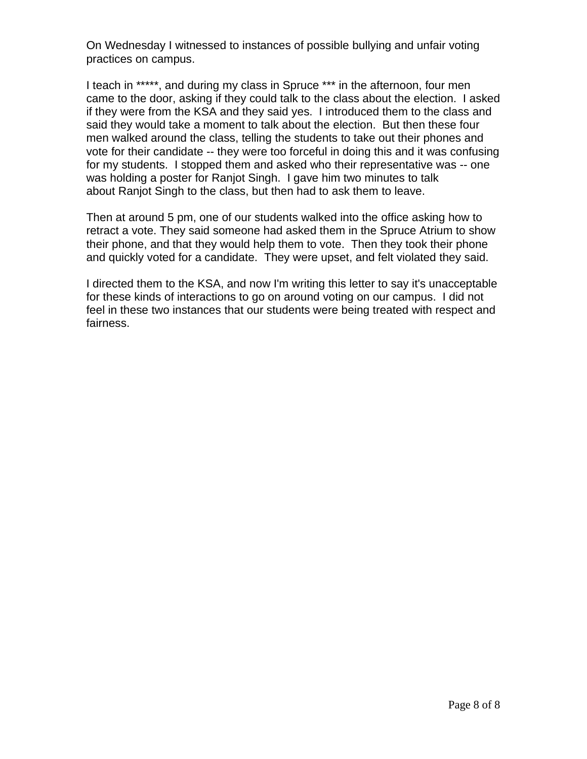On Wednesday I witnessed to instances of possible bullying and unfair voting practices on campus.

I teach in *****, and during my class in Spruce *** in the afternoon, four men came to the door, asking if they could talk to the class about the election.  I asked if they were from the KSA and they said yes.  I introduced them to the class and said they would take a moment to talk about the election.  But then these four men walked around the class, telling the students to take out their phones and vote for their candidate -- they were too forceful in doing this and it was confusing for my students.  I stopped them and asked who their representative was -- one was holding a poster for Ranjot Singh.  I gave him two minutes to talk about Ranjot Singh to the class, but then had to ask them to leave.

Then at around 5 pm, one of our students walked into the office asking how to retract a vote. They said someone had asked them in the Spruce Atrium to show their phone, and that they would help them to vote.  Then they took their phone and quickly voted for a candidate.  They were upset, and felt violated they said.

I directed them to the KSA, and now I'm writing this letter to say it's unacceptable for these kinds of interactions to go on around voting on our campus.  I did not feel in these two instances that our students were being treated with respect and fairness.